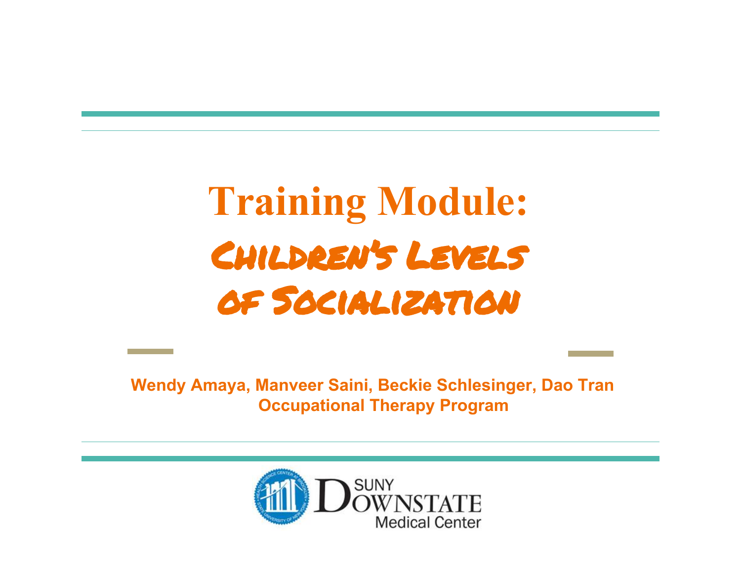# Training Module: Children's Levels of Socialization

**Wendy Amaya, Manveer Saini, Beckie Schlesinger, Dao Tran**
**Occupational Therapy Program**

SUNY Downstate Medical Center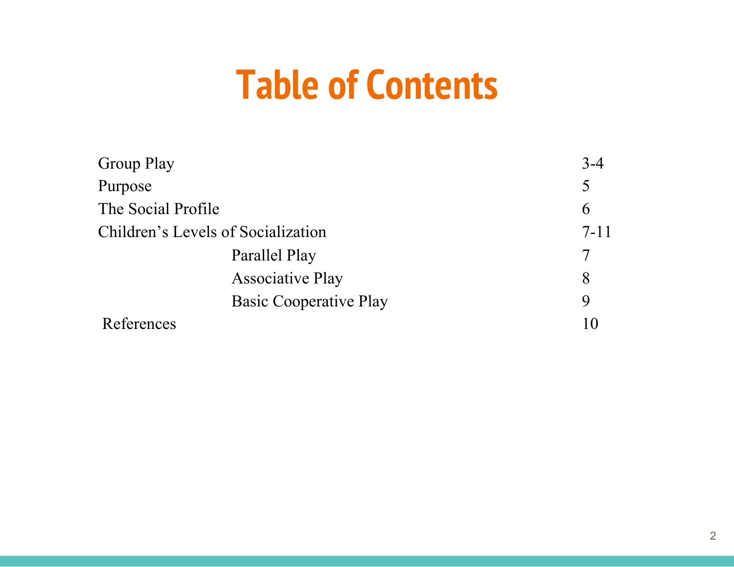# Table of Contents

| | |
|---|---|
| Group Play | 3-4 |
| Purpose | 5 |
| The Social Profile | 6 |
| Children's Levels of Socialization | 7-11 |
| Parallel Play | 7 |
| Associative Play | 8 |
| Basic Cooperative Play | 9 |
| References | 10 |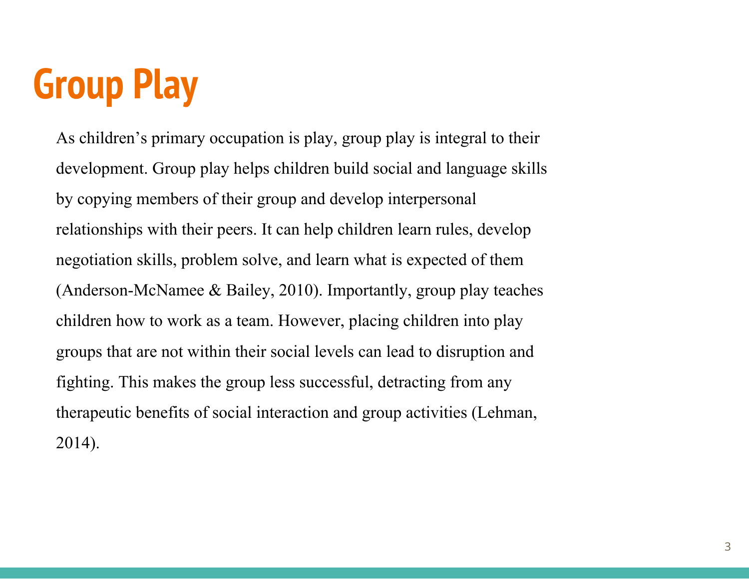# Group Play

As children's primary occupation is play, group play is integral to their development. Group play helps children build social and language skills by copying members of their group and develop interpersonal relationships with their peers. It can help children learn rules, develop negotiation skills, problem solve, and learn what is expected of them (Anderson-McNamee & Bailey, 2010). Importantly, group play teaches children how to work as a team. However, placing children into play groups that are not within their social levels can lead to disruption and fighting. This makes the group less successful, detracting from any therapeutic benefits of social interaction and group activities (Lehman, 2014).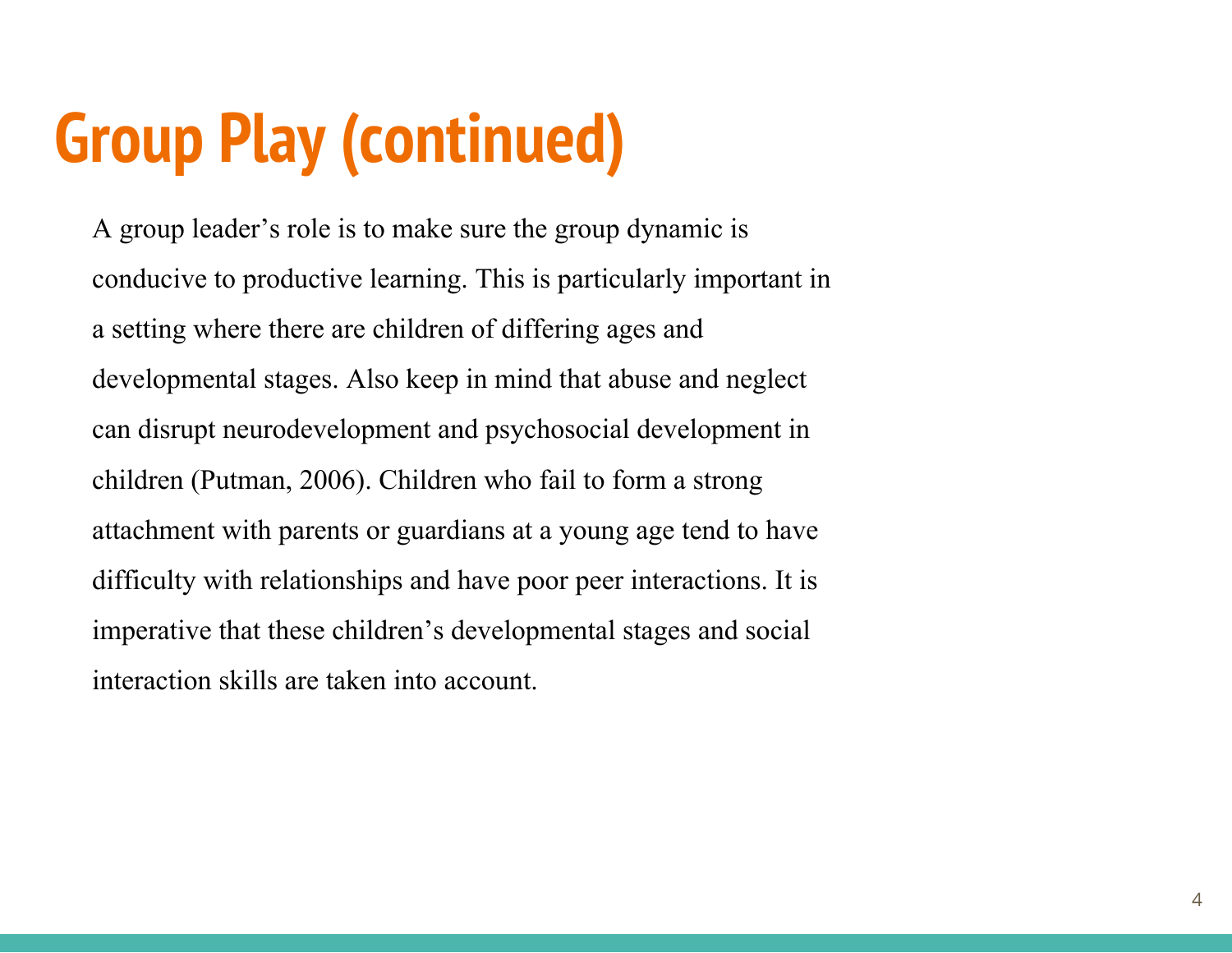# Group Play (continued)

A group leader's role is to make sure the group dynamic is conducive to productive learning. This is particularly important in a setting where there are children of differing ages and developmental stages. Also keep in mind that abuse and neglect can disrupt neurodevelopment and psychosocial development in children (Putman, 2006). Children who fail to form a strong attachment with parents or guardians at a young age tend to have difficulty with relationships and have poor peer interactions. It is imperative that these children's developmental stages and social interaction skills are taken into account.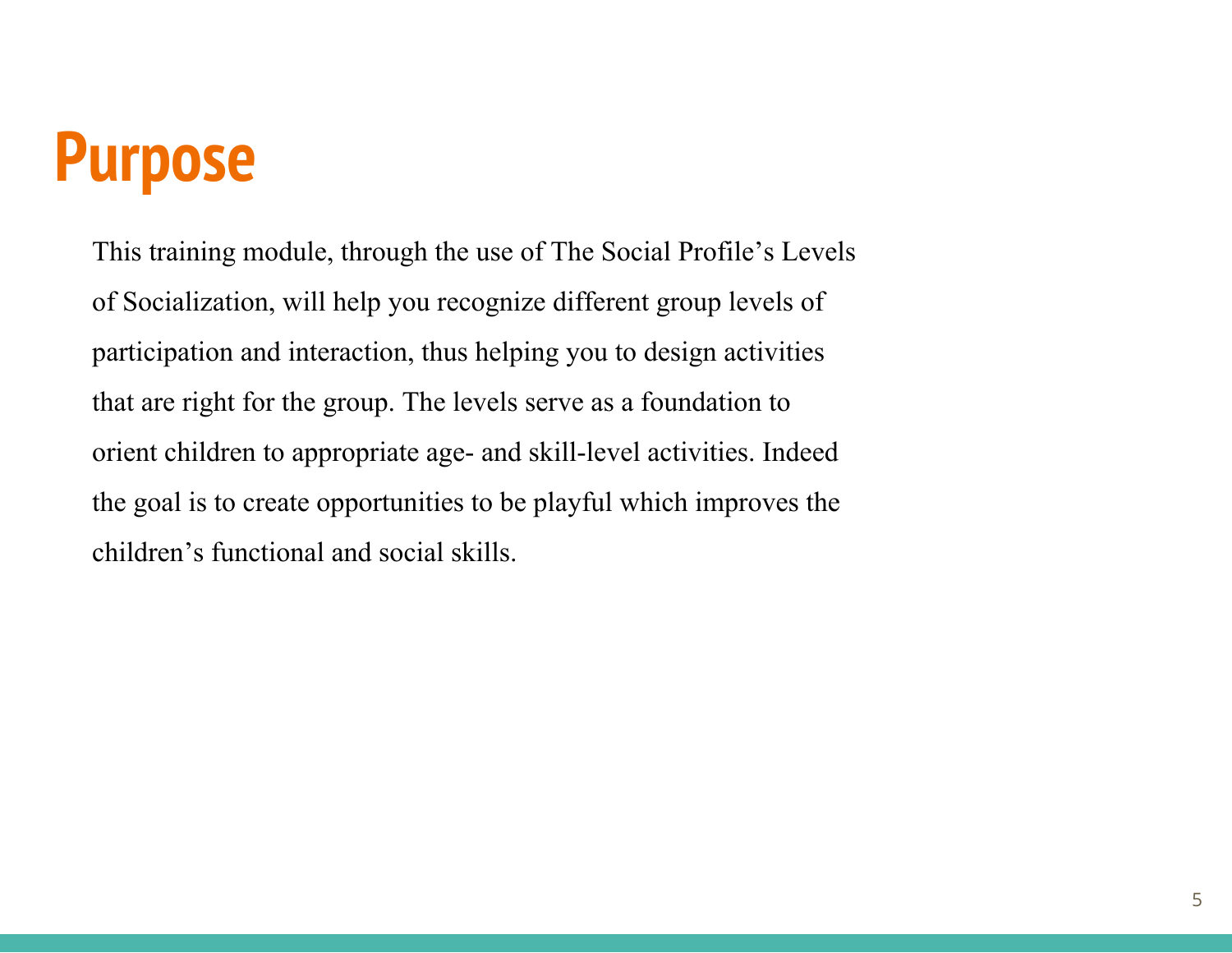# Purpose

This training module, through the use of The Social Profile's Levels of Socialization, will help you recognize different group levels of participation and interaction, thus helping you to design activities that are right for the group. The levels serve as a foundation to orient children to appropriate age- and skill-level activities. Indeed the goal is to create opportunities to be playful which improves the children's functional and social skills.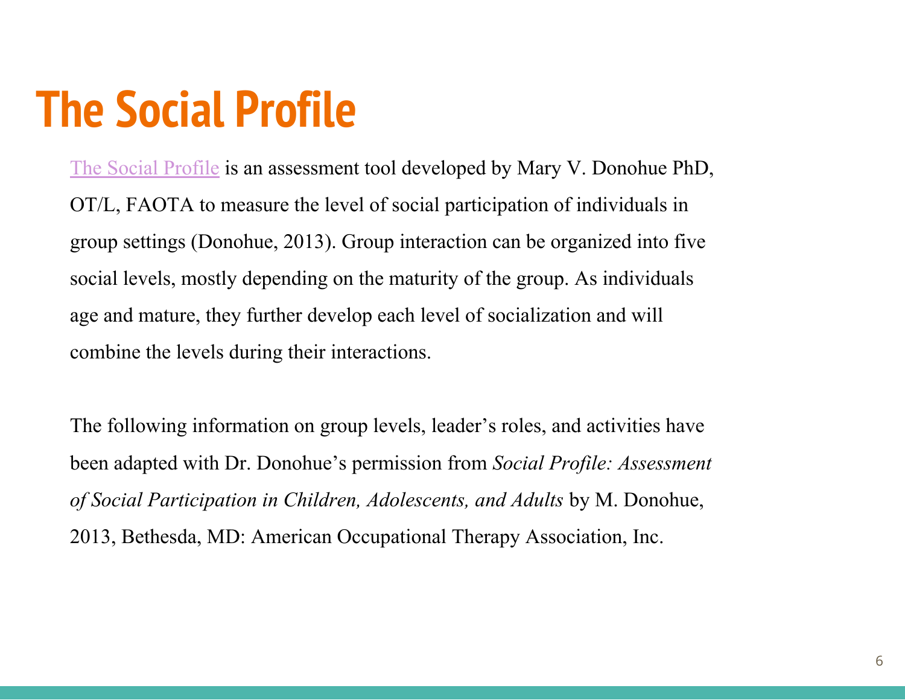# The Social Profile

The Social Profile is an assessment tool developed by Mary V. Donohue PhD, OT/L, FAOTA to measure the level of social participation of individuals in group settings (Donohue, 2013). Group interaction can be organized into five social levels, mostly depending on the maturity of the group. As individuals age and mature, they further develop each level of socialization and will combine the levels during their interactions.

The following information on group levels, leader's roles, and activities have been adapted with Dr. Donohue's permission from *Social Profile: Assessment of Social Participation in Children, Adolescents, and Adults* by M. Donohue, 2013, Bethesda, MD: American Occupational Therapy Association, Inc.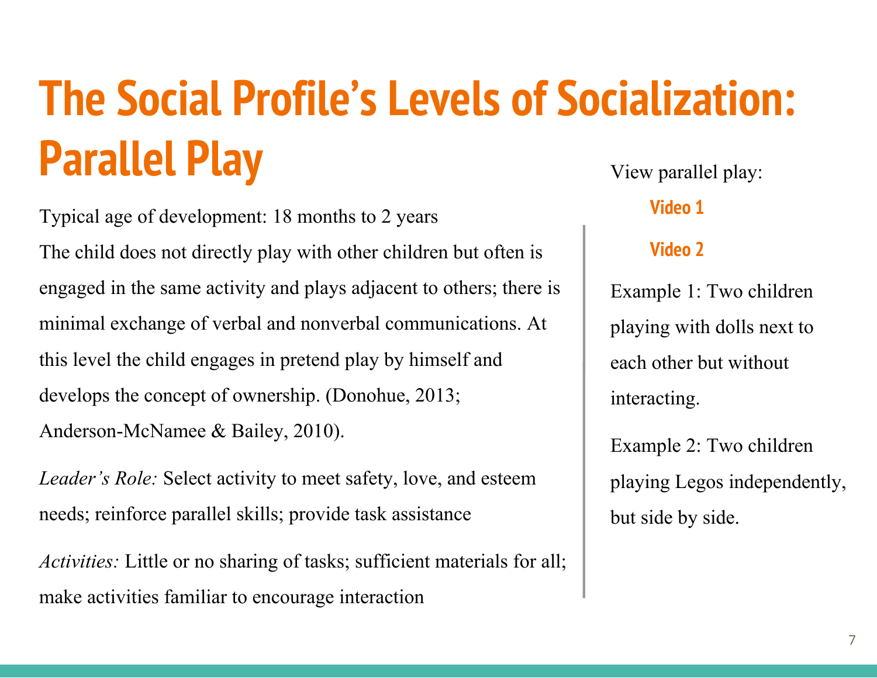# The Social Profile's Levels of Socialization: Parallel Play

Typical age of development: 18 months to 2 years

The child does not directly play with other children but often is engaged in the same activity and plays adjacent to others; there is minimal exchange of verbal and nonverbal communications. At this level the child engages in pretend play by himself and develops the concept of ownership. (Donohue, 2013; Anderson-McNamee & Bailey, 2010).

*Leader's Role:* Select activity to meet safety, love, and esteem needs; reinforce parallel skills; provide task assistance

*Activities:* Little or no sharing of tasks; sufficient materials for all; make activities familiar to encourage interaction

View parallel play:

**Video 1**

**Video 2**

Example 1: Two children playing with dolls next to each other but without interacting.

Example 2: Two children playing Legos independently, but side by side.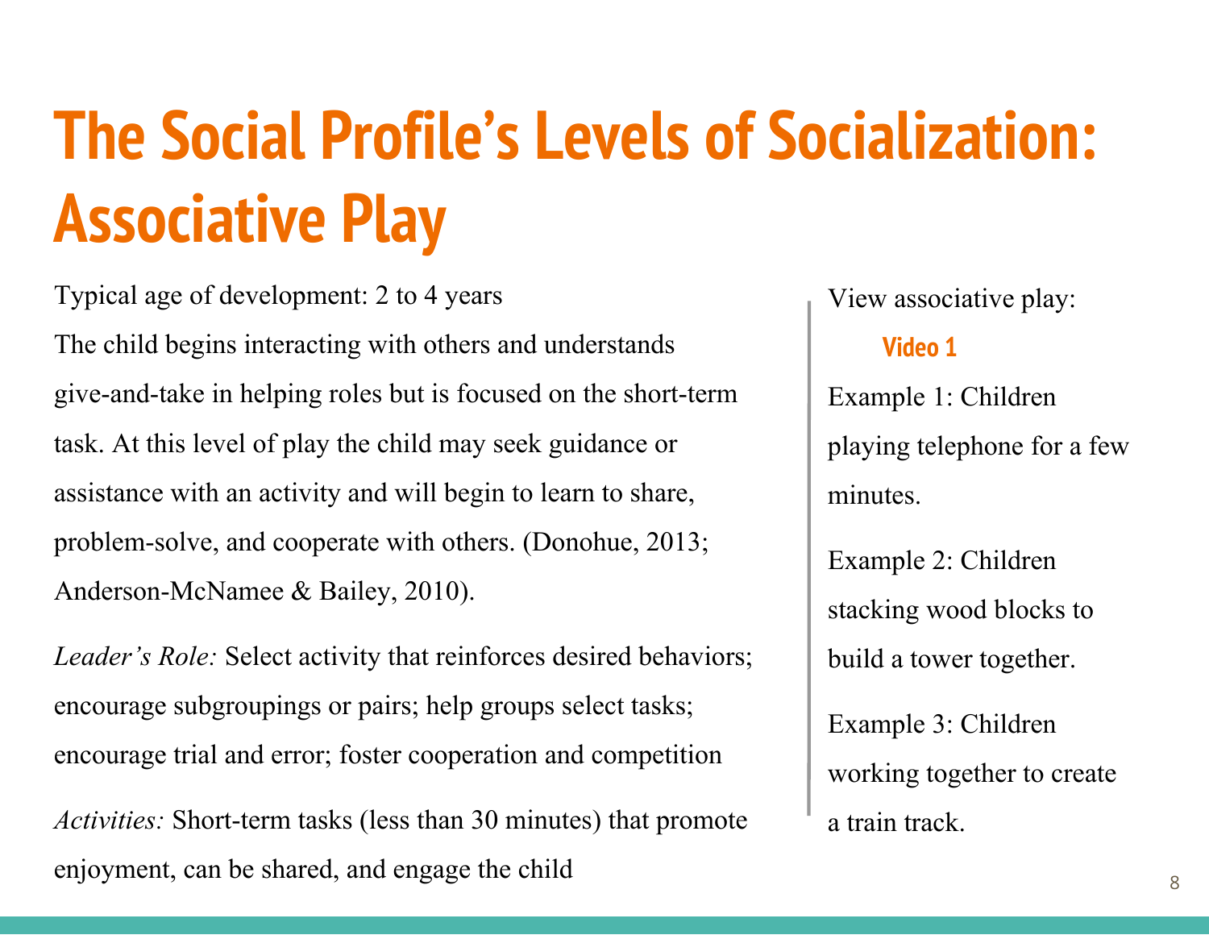# The Social Profile's Levels of Socialization: Associative Play

Typical age of development: 2 to 4 years

The child begins interacting with others and understands give-and-take in helping roles but is focused on the short-term task. At this level of play the child may seek guidance or assistance with an activity and will begin to learn to share, problem-solve, and cooperate with others. (Donohue, 2013; Anderson-McNamee & Bailey, 2010).

*Leader's Role:* Select activity that reinforces desired behaviors; encourage subgroupings or pairs; help groups select tasks; encourage trial and error; foster cooperation and competition

*Activities:* Short-term tasks (less than 30 minutes) that promote enjoyment, can be shared, and engage the child

View associative play:

**Video 1**

Example 1: Children playing telephone for a few minutes.

Example 2: Children stacking wood blocks to build a tower together.

Example 3: Children working together to create a train track.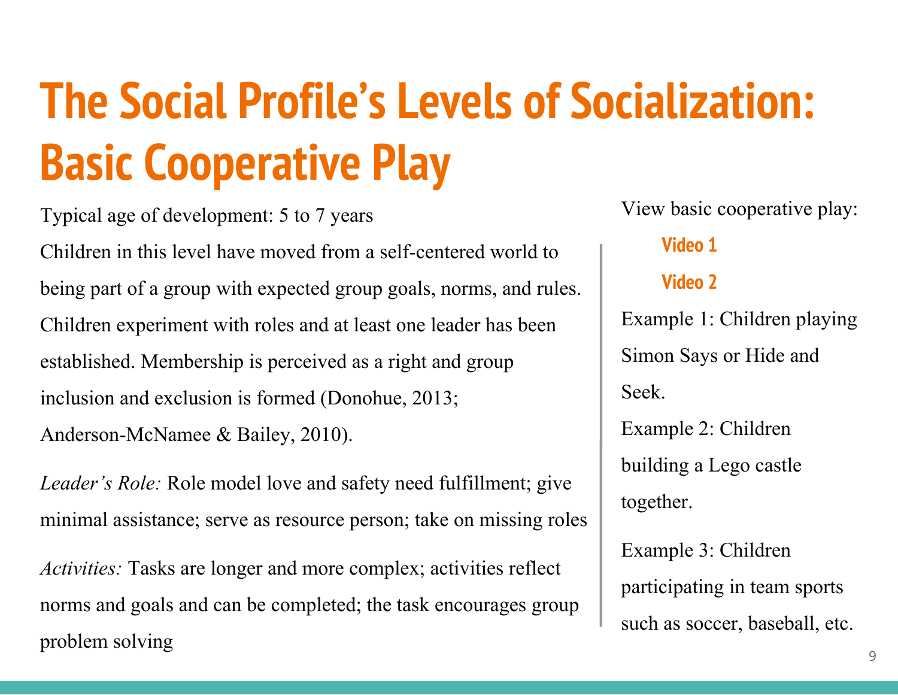# The Social Profile's Levels of Socialization: Basic Cooperative Play

Typical age of development: 5 to 7 years

Children in this level have moved from a self-centered world to being part of a group with expected group goals, norms, and rules. Children experiment with roles and at least one leader has been established. Membership is perceived as a right and group inclusion and exclusion is formed (Donohue, 2013; Anderson-McNamee & Bailey, 2010).

*Leader's Role:* Role model love and safety need fulfillment; give minimal assistance; serve as resource person; take on missing roles

*Activities:* Tasks are longer and more complex; activities reflect norms and goals and can be completed; the task encourages group problem solving

View basic cooperative play:

- **Video 1**
- **Video 2**

Example 1: Children playing Simon Says or Hide and Seek.

Example 2: Children building a Lego castle together.

Example 3: Children participating in team sports such as soccer, baseball, etc.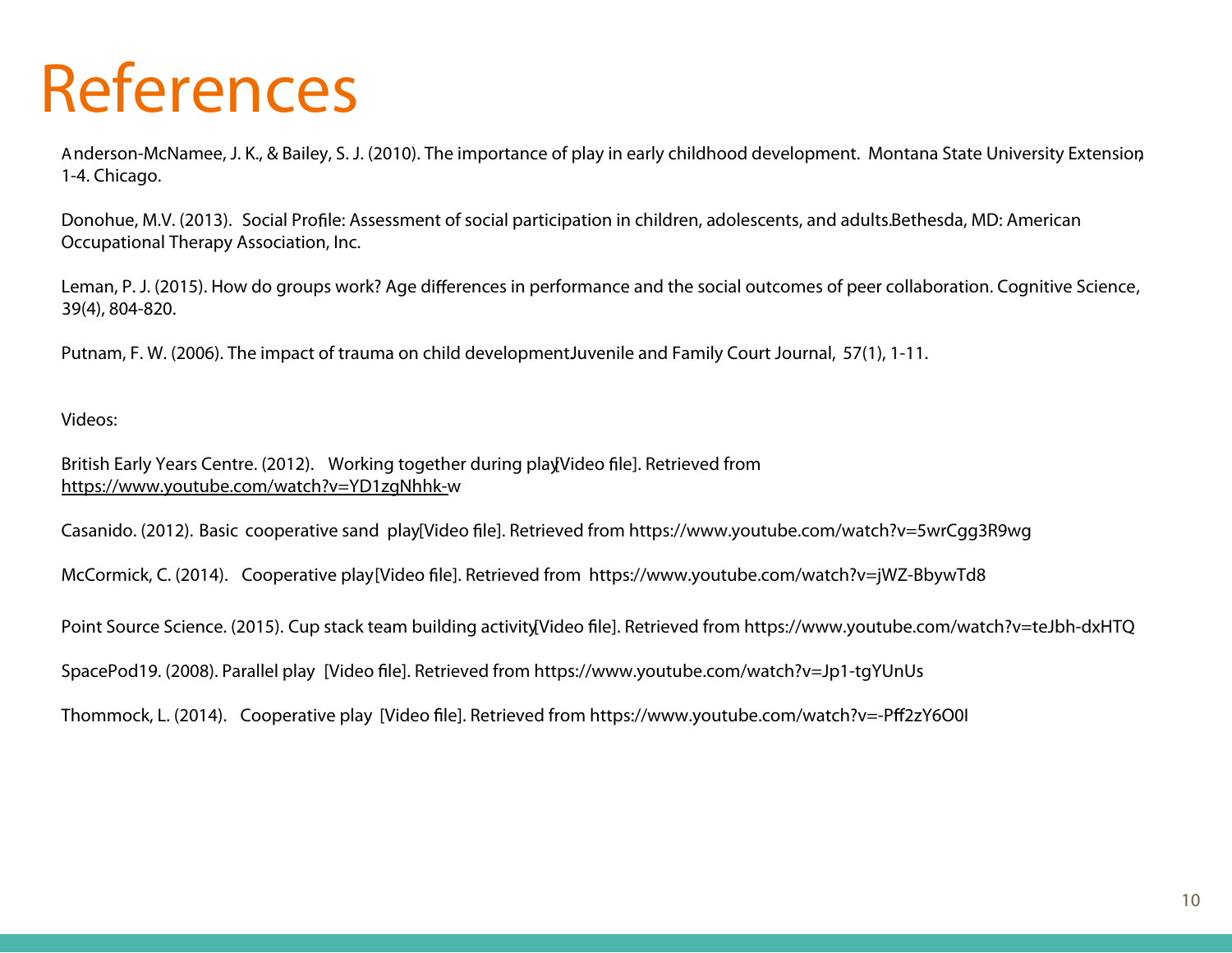# References

Anderson-McNamee, J. K., & Bailey, S. J. (2010). The importance of play in early childhood development. Montana State University Extension, 1-4. Chicago.

Donohue, M.V. (2013). Social Profile: Assessment of social participation in children, adolescents, and adults. Bethesda, MD: American Occupational Therapy Association, Inc.

Leman, P. J. (2015). How do groups work? Age differences in performance and the social outcomes of peer collaboration. Cognitive Science, 39(4), 804-820.

Putnam, F. W. (2006). The impact of trauma on child development. Juvenile and Family Court Journal, 57(1), 1-11.

Videos:

British Early Years Centre. (2012). Working together during play [Video file]. Retrieved from https://www.youtube.com/watch?v=YD1zgNhhk-w

Casanido. (2012). Basic cooperative sand play [Video file]. Retrieved from https://www.youtube.com/watch?v=5wrCgg3R9wg

McCormick, C. (2014). Cooperative play [Video file]. Retrieved from https://www.youtube.com/watch?v=jWZ-BbywTd8

Point Source Science. (2015). Cup stack team building activity [Video file]. Retrieved from https://www.youtube.com/watch?v=teJbh-dxHTQ

SpacePod19. (2008). Parallel play [Video file]. Retrieved from https://www.youtube.com/watch?v=Jp1-tgYUnUs

Thommock, L. (2014). Cooperative play [Video file]. Retrieved from https://www.youtube.com/watch?v=-Pff2zY6O0I